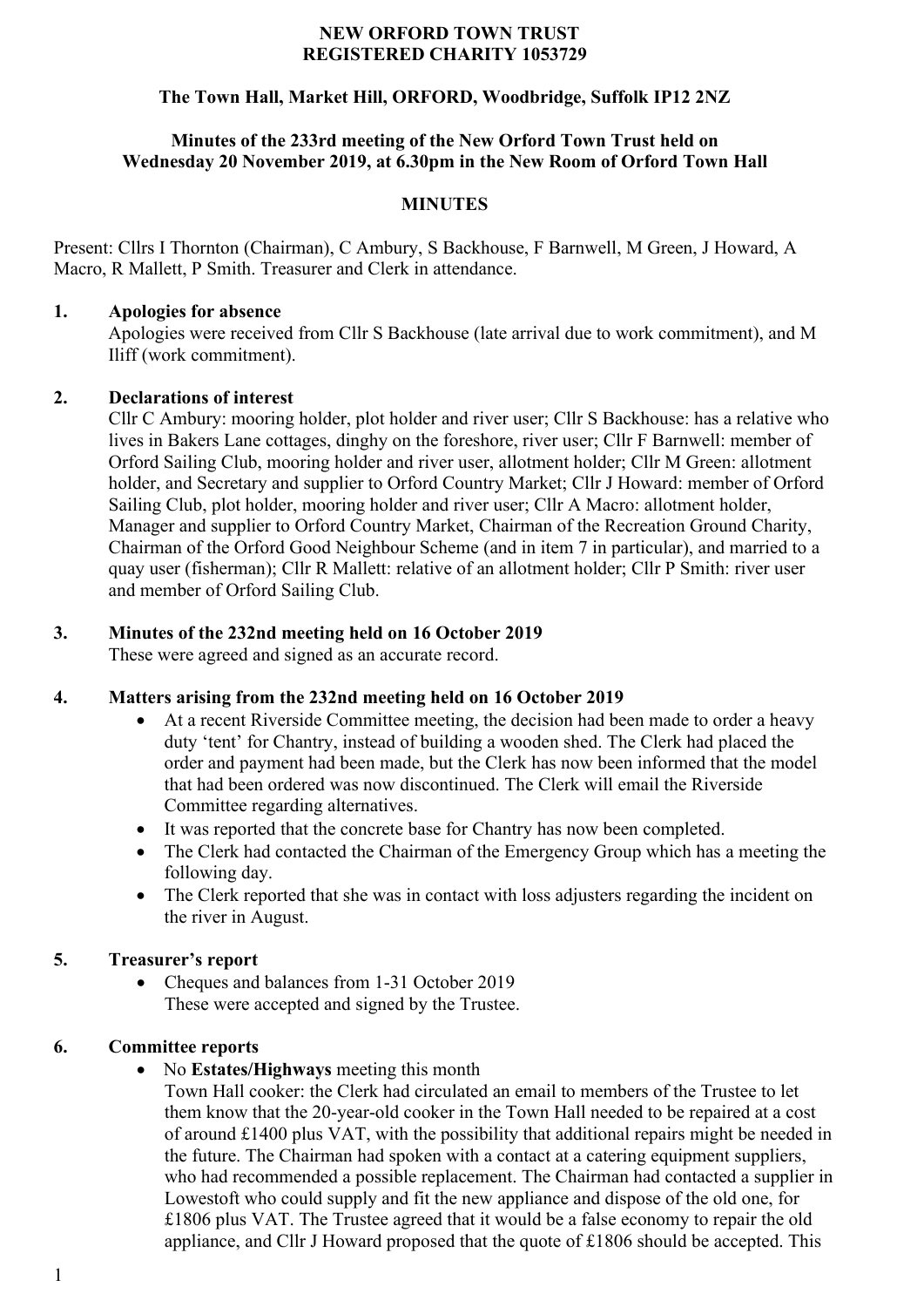# NEW ORFORD TOWN TRUST
## REGISTERED CHARITY 1053729

**The Town Hall, Market Hill, ORFORD, Woodbridge, Suffolk IP12 2NZ**

**Minutes of the 233rd meeting of the New Orford Town Trust held on Wednesday 20 November 2019, at 6.30pm in the New Room of Orford Town Hall**

**MINUTES**

Present: Cllrs I Thornton (Chairman), C Ambury, S Backhouse, F Barnwell, M Green, J Howard, A Macro, R Mallett, P Smith. Treasurer and Clerk in attendance.

**1. Apologies for absence**

Apologies were received from Cllr S Backhouse (late arrival due to work commitment), and M Iliff (work commitment).

**2. Declarations of interest**

Cllr C Ambury: mooring holder, plot holder and river user; Cllr S Backhouse: has a relative who lives in Bakers Lane cottages, dinghy on the foreshore, river user; Cllr F Barnwell: member of Orford Sailing Club, mooring holder and river user, allotment holder; Cllr M Green: allotment holder, and Secretary and supplier to Orford Country Market; Cllr J Howard: member of Orford Sailing Club, plot holder, mooring holder and river user; Cllr A Macro: allotment holder, Manager and supplier to Orford Country Market, Chairman of the Recreation Ground Charity, Chairman of the Orford Good Neighbour Scheme (and in item 7 in particular), and married to a quay user (fisherman); Cllr R Mallett: relative of an allotment holder; Cllr P Smith: river user and member of Orford Sailing Club.

**3. Minutes of the 232nd meeting held on 16 October 2019**

These were agreed and signed as an accurate record.

**4. Matters arising from the 232nd meeting held on 16 October 2019**

- At a recent Riverside Committee meeting, the decision had been made to order a heavy duty 'tent' for Chantry, instead of building a wooden shed. The Clerk had placed the order and payment had been made, but the Clerk has now been informed that the model that had been ordered was now discontinued. The Clerk will email the Riverside Committee regarding alternatives.
- It was reported that the concrete base for Chantry has now been completed.
- The Clerk had contacted the Chairman of the Emergency Group which has a meeting the following day.
- The Clerk reported that she was in contact with loss adjusters regarding the incident on the river in August.

**5. Treasurer's report**

- Cheques and balances from 1-31 October 2019
  These were accepted and signed by the Trustee.

**6. Committee reports**

- No **Estates/Highways** meeting this month
  Town Hall cooker: the Clerk had circulated an email to members of the Trustee to let them know that the 20-year-old cooker in the Town Hall needed to be repaired at a cost of around £1400 plus VAT, with the possibility that additional repairs might be needed in the future. The Chairman had spoken with a contact at a catering equipment suppliers, who had recommended a possible replacement. The Chairman had contacted a supplier in Lowestoft who could supply and fit the new appliance and dispose of the old one, for £1806 plus VAT. The Trustee agreed that it would be a false economy to repair the old appliance, and Cllr J Howard proposed that the quote of £1806 should be accepted. This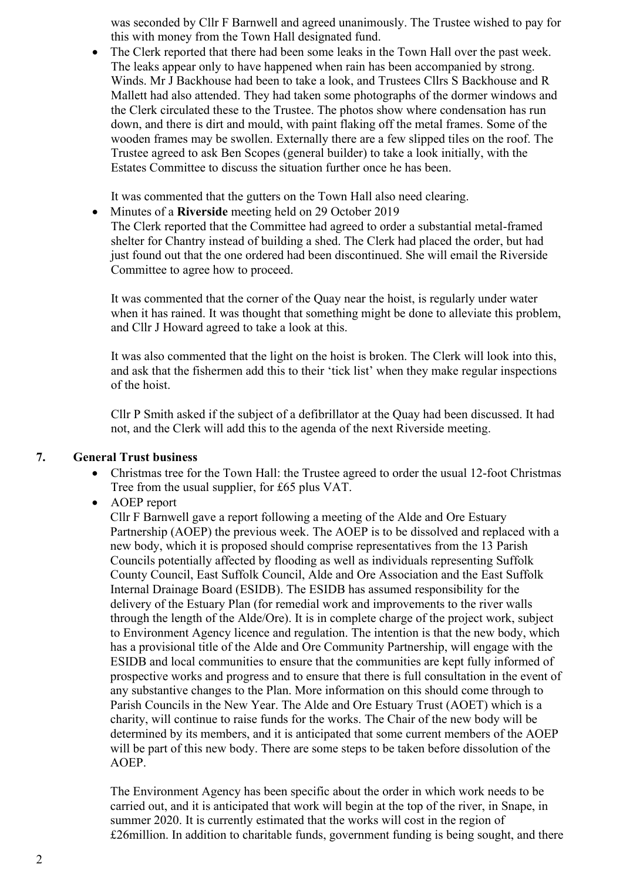was seconded by Cllr F Barnwell and agreed unanimously. The Trustee wished to pay for this with money from the Town Hall designated fund.

- The Clerk reported that there had been some leaks in the Town Hall over the past week. The leaks appear only to have happened when rain has been accompanied by strong. Winds. Mr J Backhouse had been to take a look, and Trustees Cllrs S Backhouse and R Mallett had also attended. They had taken some photographs of the dormer windows and the Clerk circulated these to the Trustee. The photos show where condensation has run down, and there is dirt and mould, with paint flaking off the metal frames. Some of the wooden frames may be swollen. Externally there are a few slipped tiles on the roof. The Trustee agreed to ask Ben Scopes (general builder) to take a look initially, with the Estates Committee to discuss the situation further once he has been.

  It was commented that the gutters on the Town Hall also need clearing.

- Minutes of a **Riverside** meeting held on 29 October 2019
  The Clerk reported that the Committee had agreed to order a substantial metal-framed shelter for Chantry instead of building a shed. The Clerk had placed the order, but had just found out that the one ordered had been discontinued. She will email the Riverside Committee to agree how to proceed.

  It was commented that the corner of the Quay near the hoist, is regularly under water when it has rained. It was thought that something might be done to alleviate this problem, and Cllr J Howard agreed to take a look at this.

  It was also commented that the light on the hoist is broken. The Clerk will look into this, and ask that the fishermen add this to their 'tick list' when they make regular inspections of the hoist.

  Cllr P Smith asked if the subject of a defibrillator at the Quay had been discussed. It had not, and the Clerk will add this to the agenda of the next Riverside meeting.

## 7. General Trust business

- Christmas tree for the Town Hall: the Trustee agreed to order the usual 12-foot Christmas Tree from the usual supplier, for £65 plus VAT.
- AOEP report
  Cllr F Barnwell gave a report following a meeting of the Alde and Ore Estuary Partnership (AOEP) the previous week. The AOEP is to be dissolved and replaced with a new body, which it is proposed should comprise representatives from the 13 Parish Councils potentially affected by flooding as well as individuals representing Suffolk County Council, East Suffolk Council, Alde and Ore Association and the East Suffolk Internal Drainage Board (ESIDB). The ESIDB has assumed responsibility for the delivery of the Estuary Plan (for remedial work and improvements to the river walls through the length of the Alde/Ore). It is in complete charge of the project work, subject to Environment Agency licence and regulation. The intention is that the new body, which has a provisional title of the Alde and Ore Community Partnership, will engage with the ESIDB and local communities to ensure that the communities are kept fully informed of prospective works and progress and to ensure that there is full consultation in the event of any substantive changes to the Plan. More information on this should come through to Parish Councils in the New Year. The Alde and Ore Estuary Trust (AOET) which is a charity, will continue to raise funds for the works. The Chair of the new body will be determined by its members, and it is anticipated that some current members of the AOEP will be part of this new body. There are some steps to be taken before dissolution of the AOEP.

  The Environment Agency has been specific about the order in which work needs to be carried out, and it is anticipated that work will begin at the top of the river, in Snape, in summer 2020. It is currently estimated that the works will cost in the region of £26million. In addition to charitable funds, government funding is being sought, and there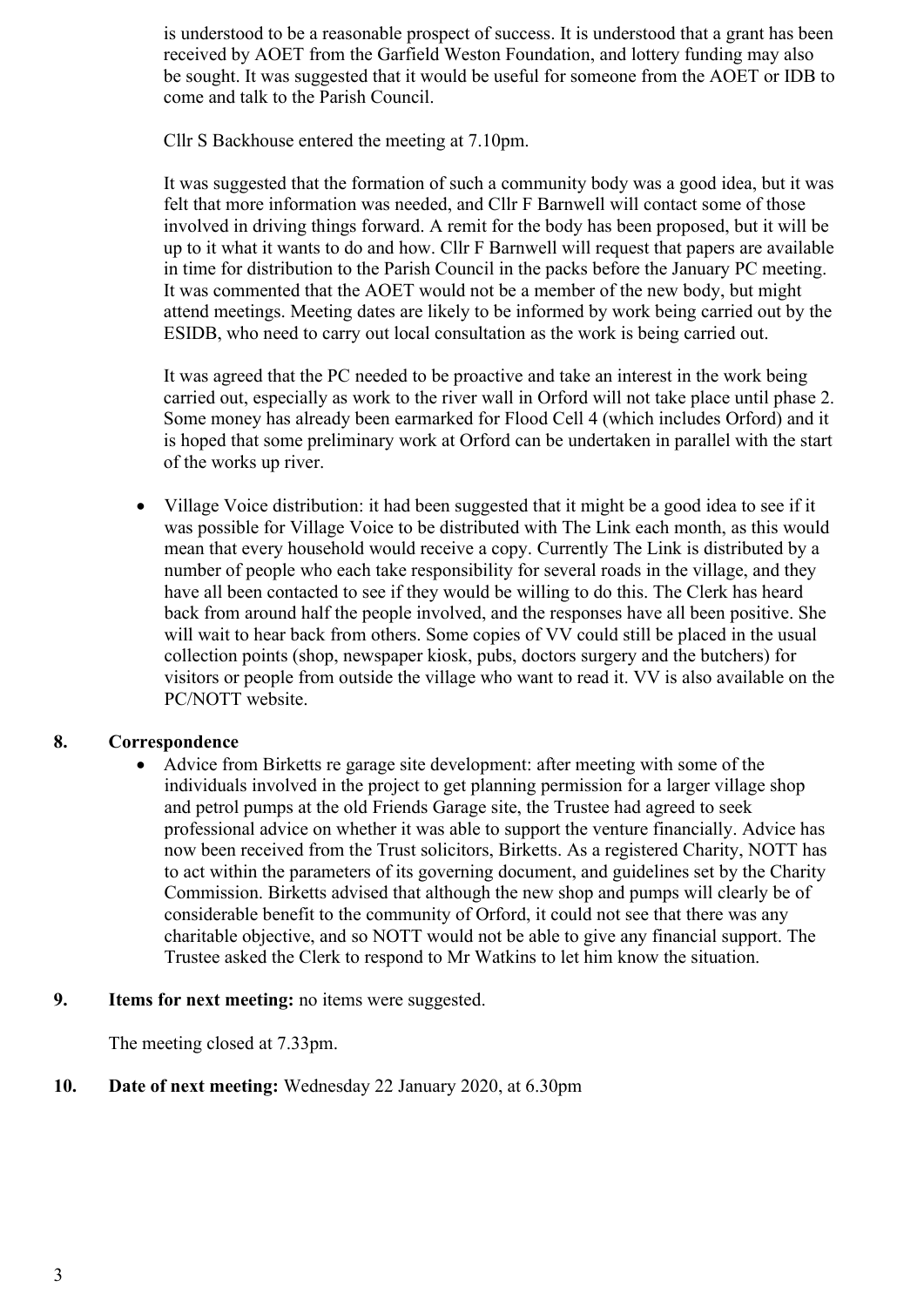is understood to be a reasonable prospect of success. It is understood that a grant has been received by AOET from the Garfield Weston Foundation, and lottery funding may also be sought. It was suggested that it would be useful for someone from the AOET or IDB to come and talk to the Parish Council.

Cllr S Backhouse entered the meeting at 7.10pm.

It was suggested that the formation of such a community body was a good idea, but it was felt that more information was needed, and Cllr F Barnwell will contact some of those involved in driving things forward. A remit for the body has been proposed, but it will be up to it what it wants to do and how. Cllr F Barnwell will request that papers are available in time for distribution to the Parish Council in the packs before the January PC meeting. It was commented that the AOET would not be a member of the new body, but might attend meetings. Meeting dates are likely to be informed by work being carried out by the ESIDB, who need to carry out local consultation as the work is being carried out.

It was agreed that the PC needed to be proactive and take an interest in the work being carried out, especially as work to the river wall in Orford will not take place until phase 2. Some money has already been earmarked for Flood Cell 4 (which includes Orford) and it is hoped that some preliminary work at Orford can be undertaken in parallel with the start of the works up river.

- Village Voice distribution: it had been suggested that it might be a good idea to see if it was possible for Village Voice to be distributed with The Link each month, as this would mean that every household would receive a copy. Currently The Link is distributed by a number of people who each take responsibility for several roads in the village, and they have all been contacted to see if they would be willing to do this. The Clerk has heard back from around half the people involved, and the responses have all been positive. She will wait to hear back from others. Some copies of VV could still be placed in the usual collection points (shop, newspaper kiosk, pubs, doctors surgery and the butchers) for visitors or people from outside the village who want to read it. VV is also available on the PC/NOTT website.

## 8. Correspondence

- Advice from Birketts re garage site development: after meeting with some of the individuals involved in the project to get planning permission for a larger village shop and petrol pumps at the old Friends Garage site, the Trustee had agreed to seek professional advice on whether it was able to support the venture financially. Advice has now been received from the Trust solicitors, Birketts. As a registered Charity, NOTT has to act within the parameters of its governing document, and guidelines set by the Charity Commission. Birketts advised that although the new shop and pumps will clearly be of considerable benefit to the community of Orford, it could not see that there was any charitable objective, and so NOTT would not be able to give any financial support. The Trustee asked the Clerk to respond to Mr Watkins to let him know the situation.

## 9. Items for next meeting: no items were suggested.

The meeting closed at 7.33pm.

## 10. Date of next meeting: Wednesday 22 January 2020, at 6.30pm